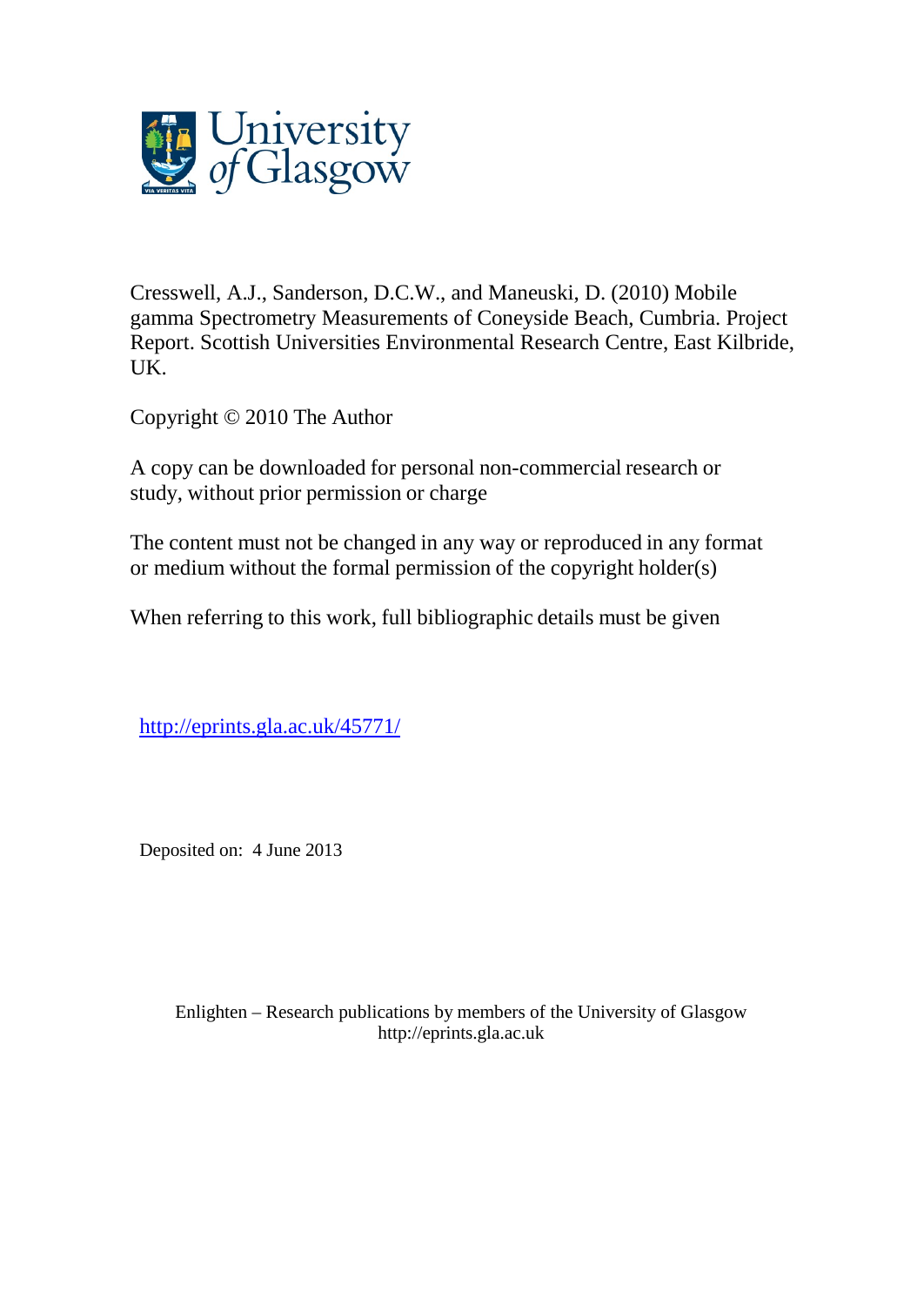University of Glasgow

Cresswell, A.J., Sanderson, D.C.W., and Maneuski, D. (2010) Mobile gamma Spectrometry Measurements of Coneyside Beach, Cumbria. Project Report. Scottish Universities Environmental Research Centre, East Kilbride, UK.

Copyright © 2010 The Author

A copy can be downloaded for personal non-commercial research or study, without prior permission or charge

The content must not be changed in any way or reproduced in any format or medium without the formal permission of the copyright holder(s)

When referring to this work, full bibliographic details must be given

http://eprints.gla.ac.uk/45771/

Deposited on: 4 June 2013

Enlighten – Research publications by members of the University of Glasgow
http://eprints.gla.ac.uk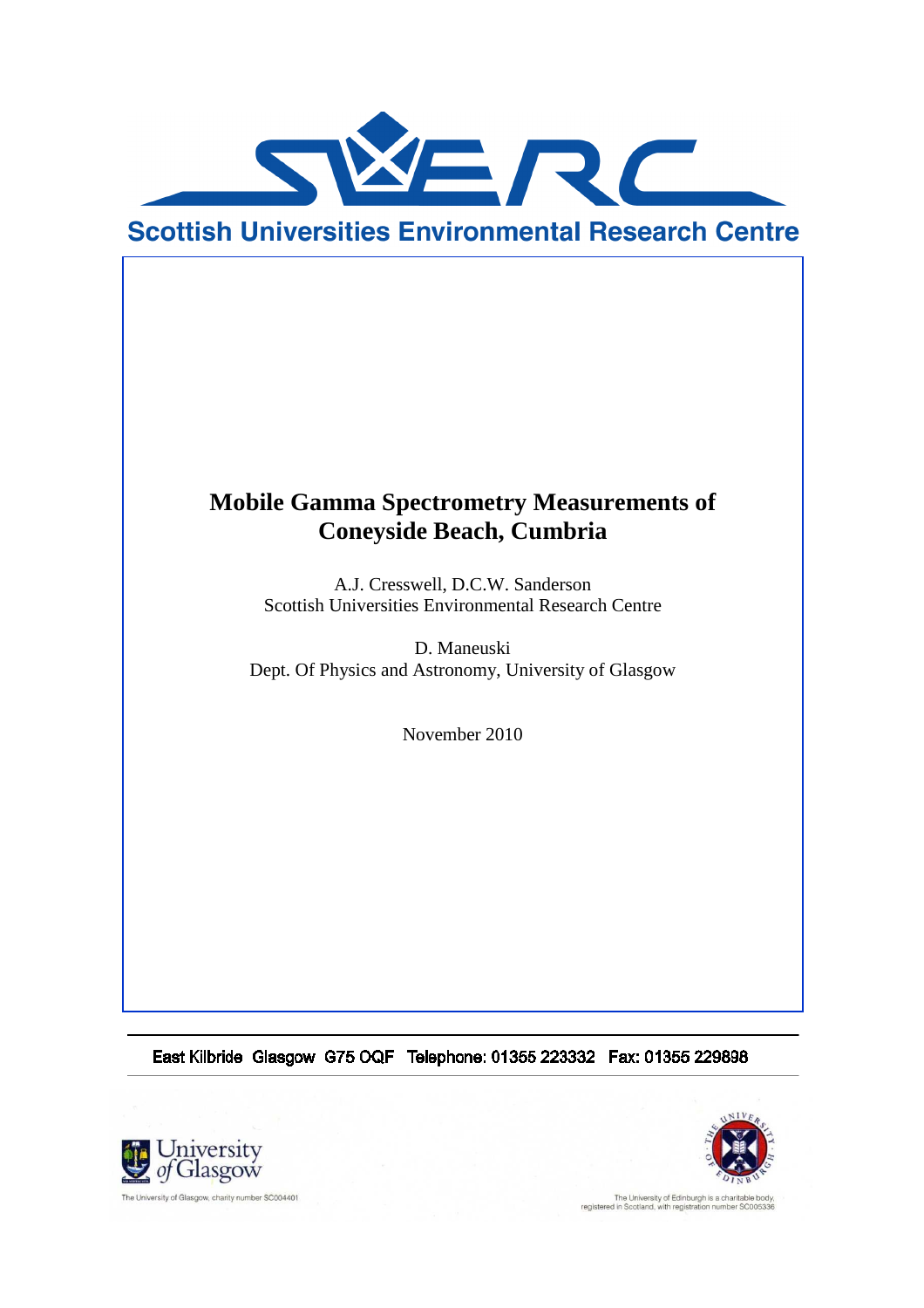Scottish Universities Environmental Research Centre

# Mobile Gamma Spectrometry Measurements of Coneyside Beach, Cumbria

A.J. Cresswell, D.C.W. Sanderson
Scottish Universities Environmental Research Centre

D. Maneuski
Dept. Of Physics and Astronomy, University of Glasgow

November 2010

East Kilbride Glasgow G75 0QF Telephone: 01355 223332 Fax: 01355 229898

The University of Glasgow, charity number SC004401

The University of Edinburgh is a charitable body, registered in Scotland, with registration number SC005336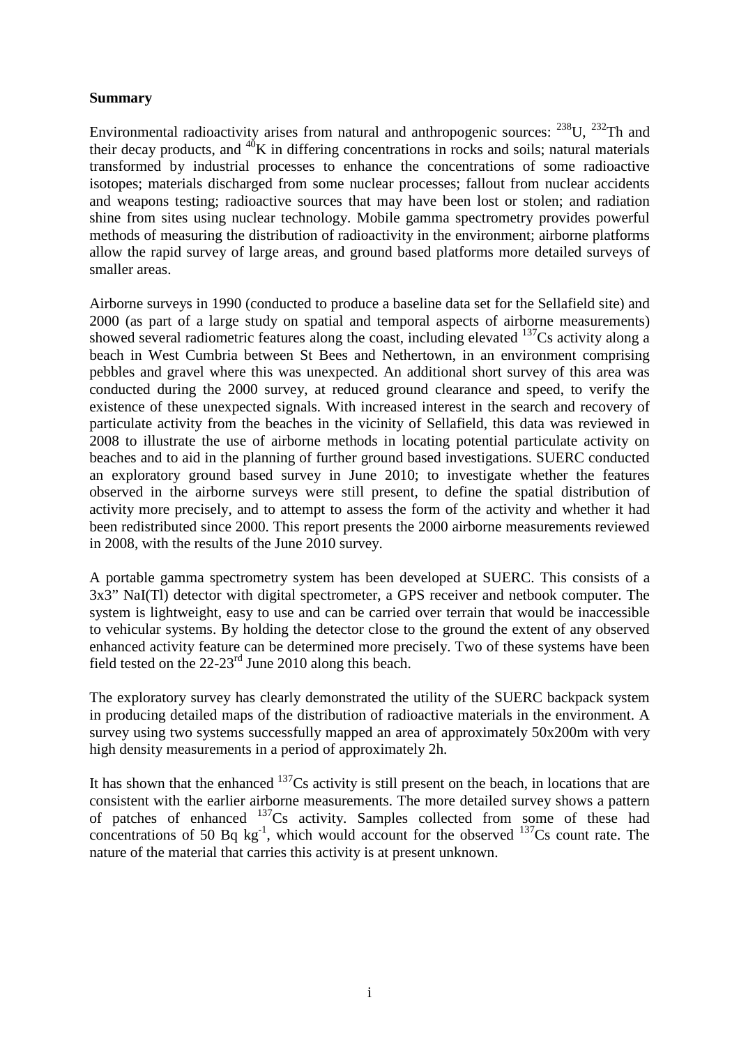**Summary**

Environmental radioactivity arises from natural and anthropogenic sources: $^{238}U$, $^{232}Th$ and their decay products, and $^{40}K$ in differing concentrations in rocks and soils; natural materials transformed by industrial processes to enhance the concentrations of some radioactive isotopes; materials discharged from some nuclear processes; fallout from nuclear accidents and weapons testing; radioactive sources that may have been lost or stolen; and radiation shine from sites using nuclear technology. Mobile gamma spectrometry provides powerful methods of measuring the distribution of radioactivity in the environment; airborne platforms allow the rapid survey of large areas, and ground based platforms more detailed surveys of smaller areas.

Airborne surveys in 1990 (conducted to produce a baseline data set for the Sellafield site) and 2000 (as part of a large study on spatial and temporal aspects of airborne measurements) showed several radiometric features along the coast, including elevated $^{137}Cs$ activity along a beach in West Cumbria between St Bees and Nethertown, in an environment comprising pebbles and gravel where this was unexpected. An additional short survey of this area was conducted during the 2000 survey, at reduced ground clearance and speed, to verify the existence of these unexpected signals. With increased interest in the search and recovery of particulate activity from the beaches in the vicinity of Sellafield, this data was reviewed in 2008 to illustrate the use of airborne methods in locating potential particulate activity on beaches and to aid in the planning of further ground based investigations. SUERC conducted an exploratory ground based survey in June 2010; to investigate whether the features observed in the airborne surveys were still present, to define the spatial distribution of activity more precisely, and to attempt to assess the form of the activity and whether it had been redistributed since 2000. This report presents the 2000 airborne measurements reviewed in 2008, with the results of the June 2010 survey.

A portable gamma spectrometry system has been developed at SUERC. This consists of a 3x3" NaI(Tl) detector with digital spectrometer, a GPS receiver and netbook computer. The system is lightweight, easy to use and can be carried over terrain that would be inaccessible to vehicular systems. By holding the detector close to the ground the extent of any observed enhanced activity feature can be determined more precisely. Two of these systems have been field tested on the 22-23rd June 2010 along this beach.

The exploratory survey has clearly demonstrated the utility of the SUERC backpack system in producing detailed maps of the distribution of radioactive materials in the environment. A survey using two systems successfully mapped an area of approximately 50x200m with very high density measurements in a period of approximately 2h.

It has shown that the enhanced $^{137}Cs$ activity is still present on the beach, in locations that are consistent with the earlier airborne measurements. The more detailed survey shows a pattern of patches of enhanced $^{137}Cs$ activity. Samples collected from some of these had concentrations of 50 Bq $kg^{-1}$, which would account for the observed $^{137}Cs$ count rate. The nature of the material that carries this activity is at present unknown.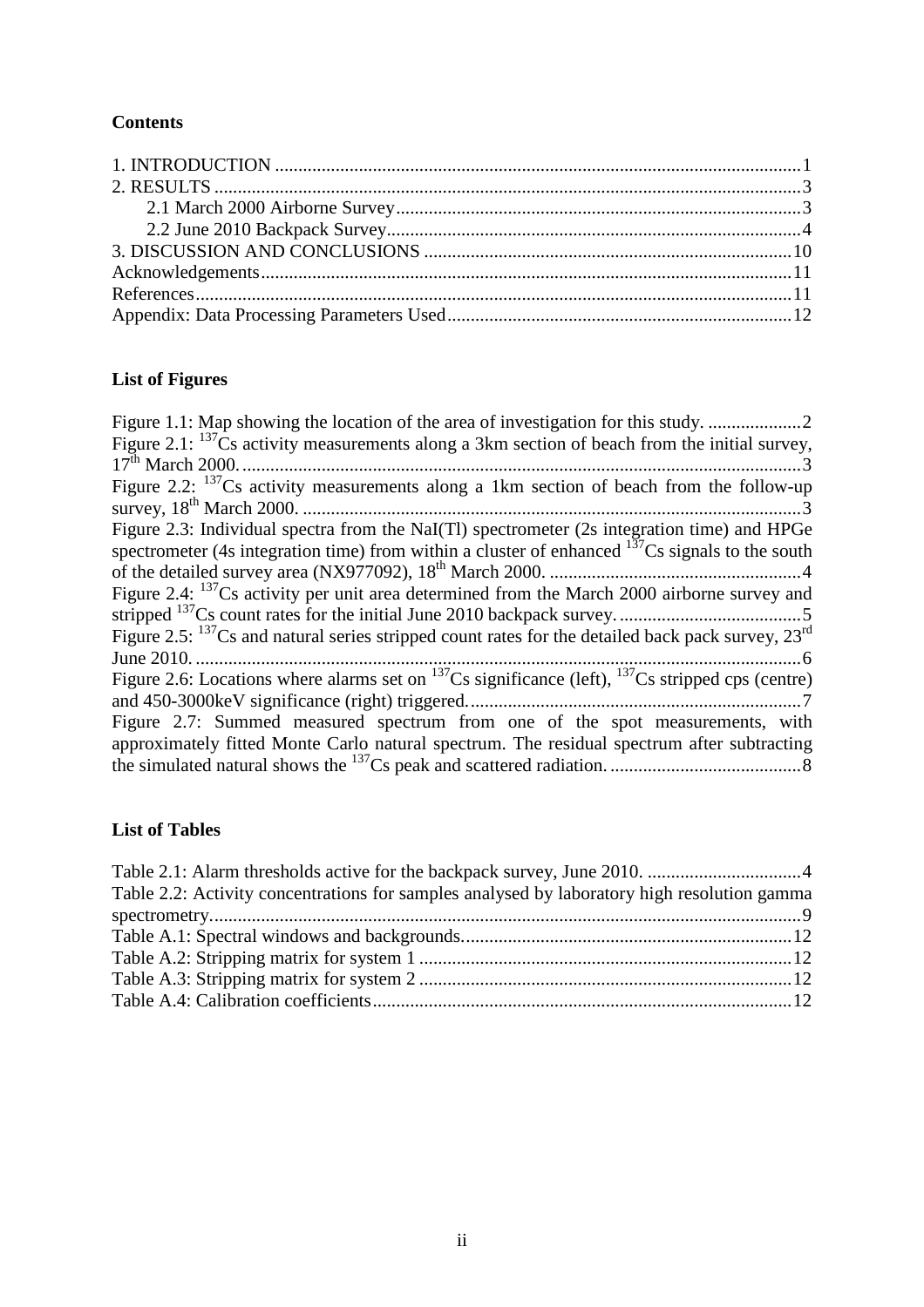**Contents**

1. INTRODUCTION ................................................................................................................1
2. RESULTS ..............................................................................................................................3
   - 2.1 March 2000 Airborne Survey.......................................................................................3
   - 2.2 June 2010 Backpack Survey.........................................................................................4
3. DISCUSSION AND CONCLUSIONS ...............................................................................10

Acknowledgements...................................................................................................................11

References..................................................................................................................................11

Appendix: Data Processing Parameters Used..........................................................................12

**List of Figures**

Figure 1.1: Map showing the location of the area of investigation for this study. ....................2

Figure 2.1: $^{137}$Cs activity measurements along a 3km section of beach from the initial survey, 17$^{th}$ March 2000. ......................................................................................................................3

Figure 2.2: $^{137}$Cs activity measurements along a 1km section of beach from the follow-up survey, 18$^{th}$ March 2000. ..........................................................................................................3

Figure 2.3: Individual spectra from the NaI(Tl) spectrometer (2s integration time) and HPGe spectrometer (4s integration time) from within a cluster of enhanced $^{137}$Cs signals to the south of the detailed survey area (NX977092), 18$^{th}$ March 2000. ......................................................4

Figure 2.4: $^{137}$Cs activity per unit area determined from the March 2000 airborne survey and stripped $^{137}$Cs count rates for the initial June 2010 backpack survey. .......................................5

Figure 2.5: $^{137}$Cs and natural series stripped count rates for the detailed back pack survey, 23$^{rd}$ June 2010. ..................................................................................................................................6

Figure 2.6: Locations where alarms set on $^{137}$Cs significance (left), $^{137}$Cs stripped cps (centre) and 450-3000keV significance (right) triggered. .......................................................................7

Figure 2.7: Summed measured spectrum from one of the spot measurements, with approximately fitted Monte Carlo natural spectrum. The residual spectrum after subtracting the simulated natural shows the $^{137}$Cs peak and scattered radiation. .........................................8

**List of Tables**

Table 2.1: Alarm thresholds active for the backpack survey, June 2010. .................................4

Table 2.2: Activity concentrations for samples analysed by laboratory high resolution gamma spectrometry. ...............................................................................................................................9

Table A.1: Spectral windows and backgrounds.......................................................................12

Table A.2: Stripping matrix for system 1 ................................................................................12

Table A.3: Stripping matrix for system 2 ................................................................................12

Table A.4: Calibration coefficients..........................................................................................12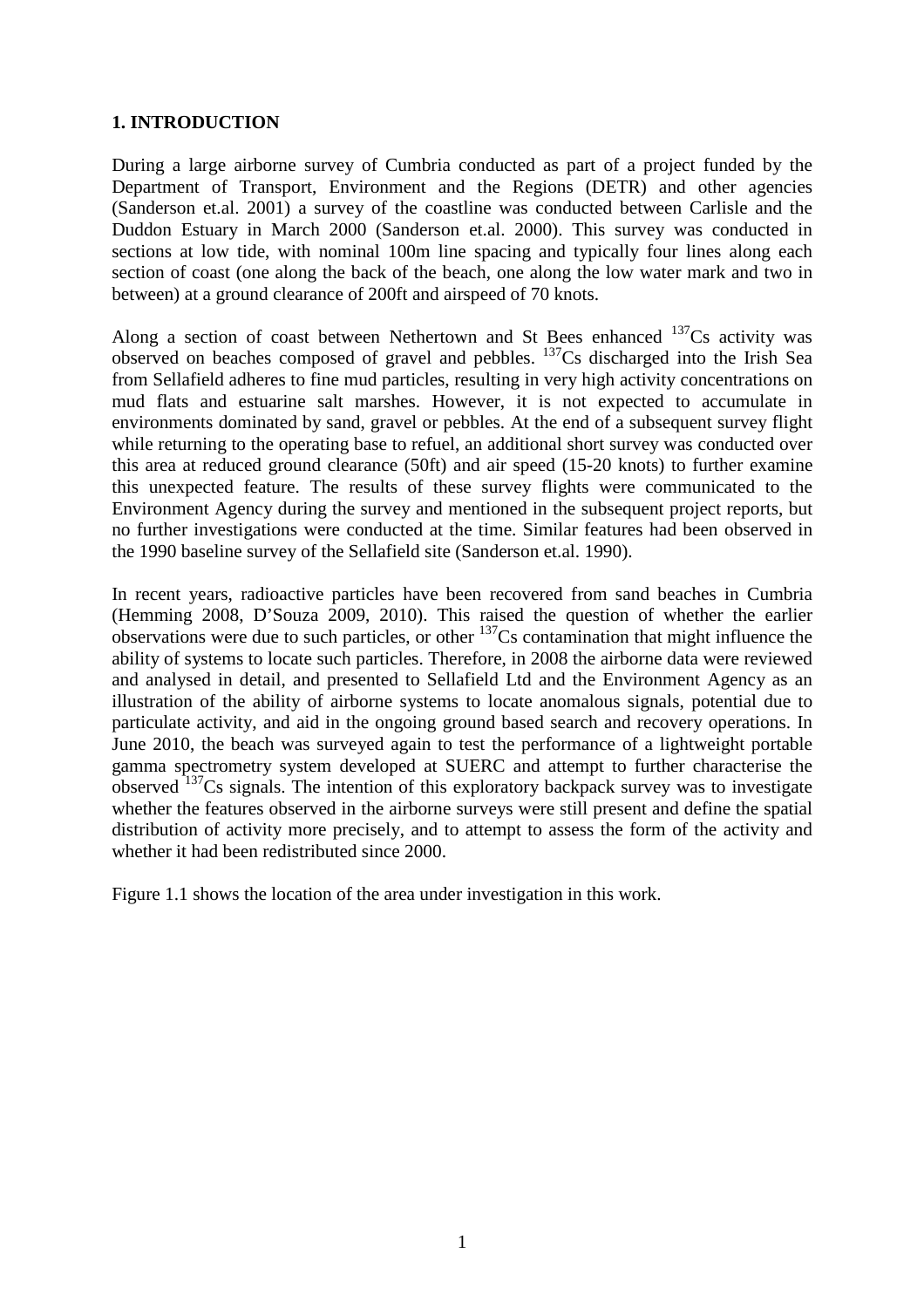## 1. INTRODUCTION

During a large airborne survey of Cumbria conducted as part of a project funded by the Department of Transport, Environment and the Regions (DETR) and other agencies (Sanderson et.al. 2001) a survey of the coastline was conducted between Carlisle and the Duddon Estuary in March 2000 (Sanderson et.al. 2000). This survey was conducted in sections at low tide, with nominal 100m line spacing and typically four lines along each section of coast (one along the back of the beach, one along the low water mark and two in between) at a ground clearance of 200ft and airspeed of 70 knots.

Along a section of coast between Nethertown and St Bees enhanced $^{137}$Cs activity was observed on beaches composed of gravel and pebbles. $^{137}$Cs discharged into the Irish Sea from Sellafield adheres to fine mud particles, resulting in very high activity concentrations on mud flats and estuarine salt marshes. However, it is not expected to accumulate in environments dominated by sand, gravel or pebbles. At the end of a subsequent survey flight while returning to the operating base to refuel, an additional short survey was conducted over this area at reduced ground clearance (50ft) and air speed (15-20 knots) to further examine this unexpected feature. The results of these survey flights were communicated to the Environment Agency during the survey and mentioned in the subsequent project reports, but no further investigations were conducted at the time. Similar features had been observed in the 1990 baseline survey of the Sellafield site (Sanderson et.al. 1990).

In recent years, radioactive particles have been recovered from sand beaches in Cumbria (Hemming 2008, D'Souza 2009, 2010). This raised the question of whether the earlier observations were due to such particles, or other $^{137}$Cs contamination that might influence the ability of systems to locate such particles. Therefore, in 2008 the airborne data were reviewed and analysed in detail, and presented to Sellafield Ltd and the Environment Agency as an illustration of the ability of airborne systems to locate anomalous signals, potential due to particulate activity, and aid in the ongoing ground based search and recovery operations. In June 2010, the beach was surveyed again to test the performance of a lightweight portable gamma spectrometry system developed at SUERC and attempt to further characterise the observed $^{137}$Cs signals. The intention of this exploratory backpack survey was to investigate whether the features observed in the airborne surveys were still present and define the spatial distribution of activity more precisely, and to attempt to assess the form of the activity and whether it had been redistributed since 2000.

Figure 1.1 shows the location of the area under investigation in this work.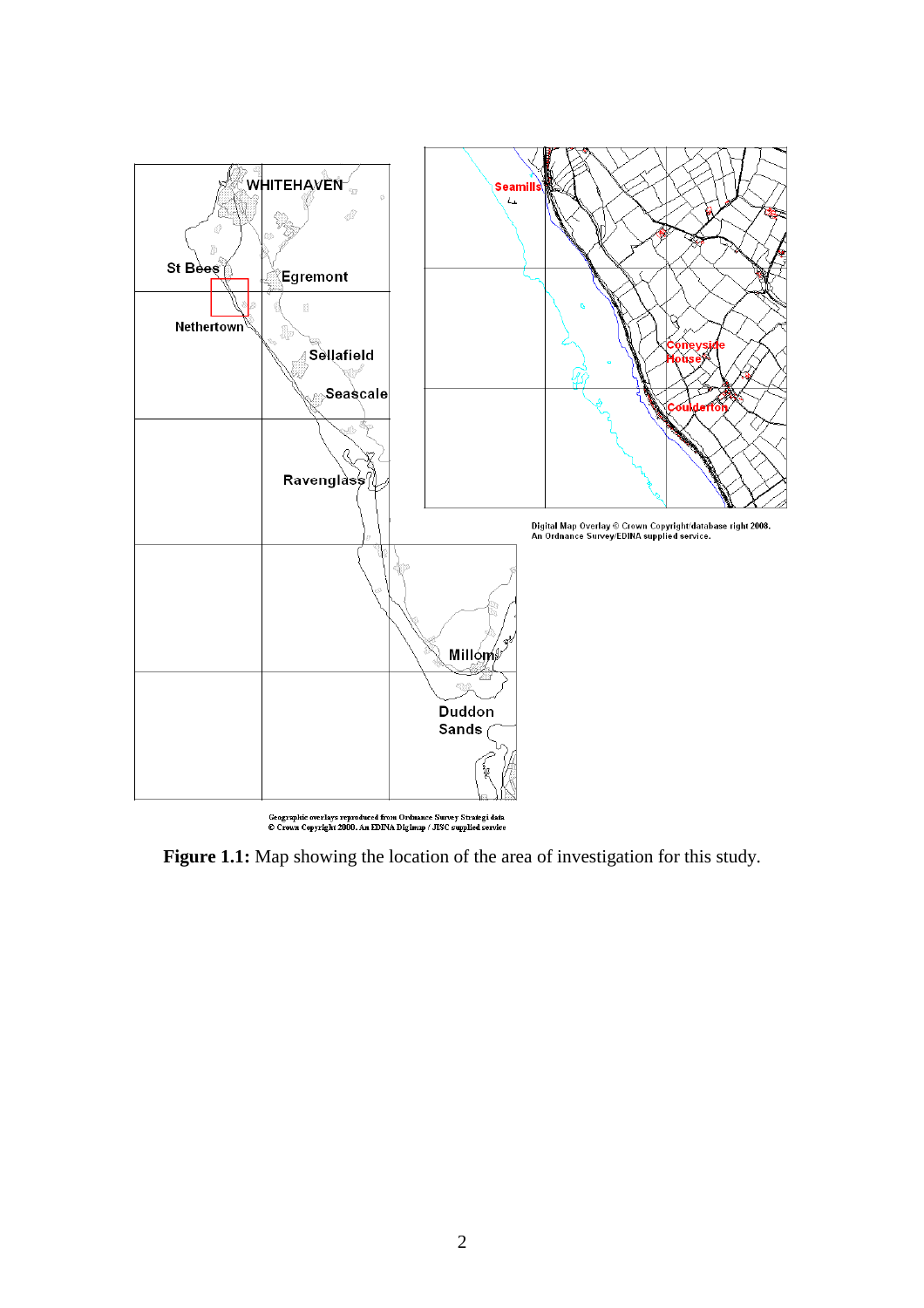Figure 1.1: Map showing the location of the area of investigation for this study.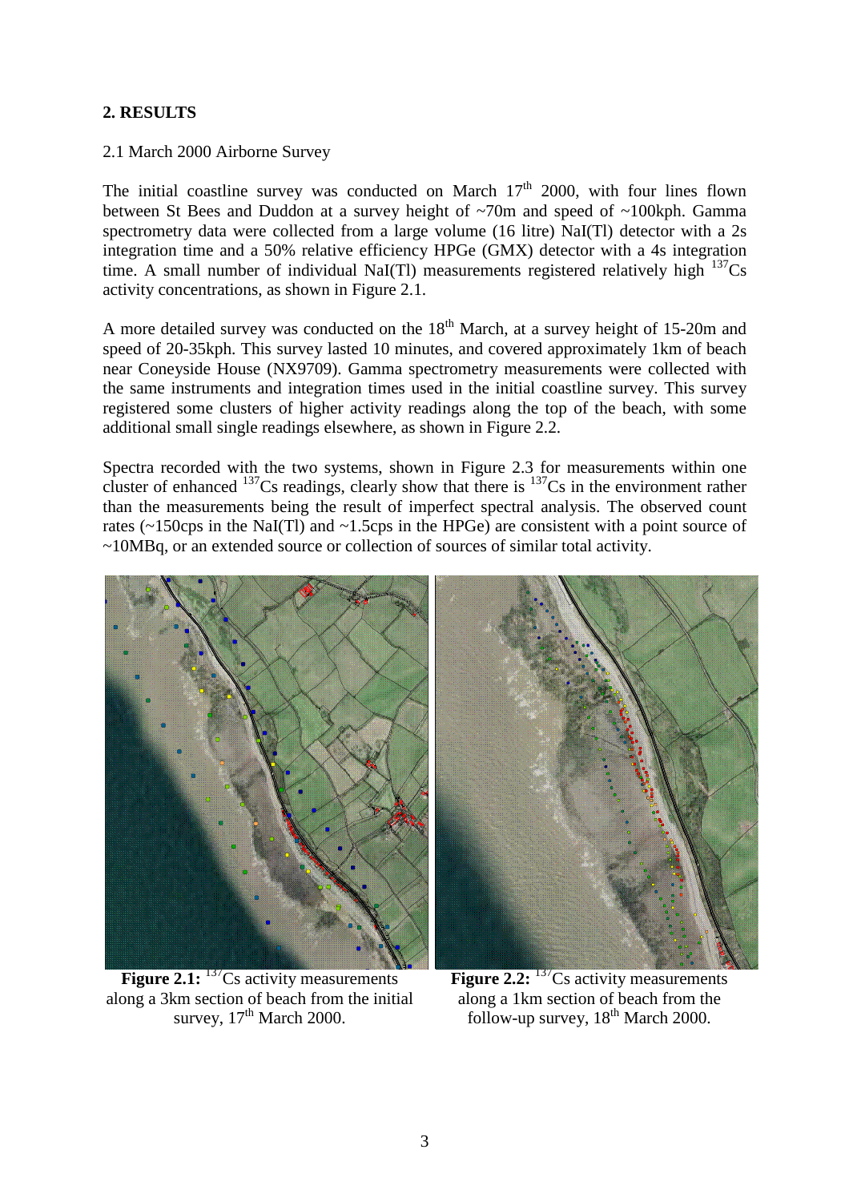## 2. RESULTS

### 2.1 March 2000 Airborne Survey

The initial coastline survey was conducted on March 17th 2000, with four lines flown between St Bees and Duddon at a survey height of ~70m and speed of ~100kph. Gamma spectrometry data were collected from a large volume (16 litre) NaI(Tl) detector with a 2s integration time and a 50% relative efficiency HPGe (GMX) detector with a 4s integration time. A small number of individual NaI(Tl) measurements registered relatively high $^{137}$Cs activity concentrations, as shown in Figure 2.1.

A more detailed survey was conducted on the 18th March, at a survey height of 15-20m and speed of 20-35kph. This survey lasted 10 minutes, and covered approximately 1km of beach near Coneyside House (NX9709). Gamma spectrometry measurements were collected with the same instruments and integration times used in the initial coastline survey. This survey registered some clusters of higher activity readings along the top of the beach, with some additional small single readings elsewhere, as shown in Figure 2.2.

Spectra recorded with the two systems, shown in Figure 2.3 for measurements within one cluster of enhanced $^{137}$Cs readings, clearly show that there is $^{137}$Cs in the environment rather than the measurements being the result of imperfect spectral analysis. The observed count rates (~150cps in the NaI(Tl) and ~1.5cps in the HPGe) are consistent with a point source of ~10MBq, or an extended source or collection of sources of similar total activity.

**Figure 2.1:** $^{137}$Cs activity measurements along a 3km section of beach from the initial survey, 17th March 2000.

**Figure 2.2:** $^{137}$Cs activity measurements along a 1km section of beach from the follow-up survey, 18th March 2000.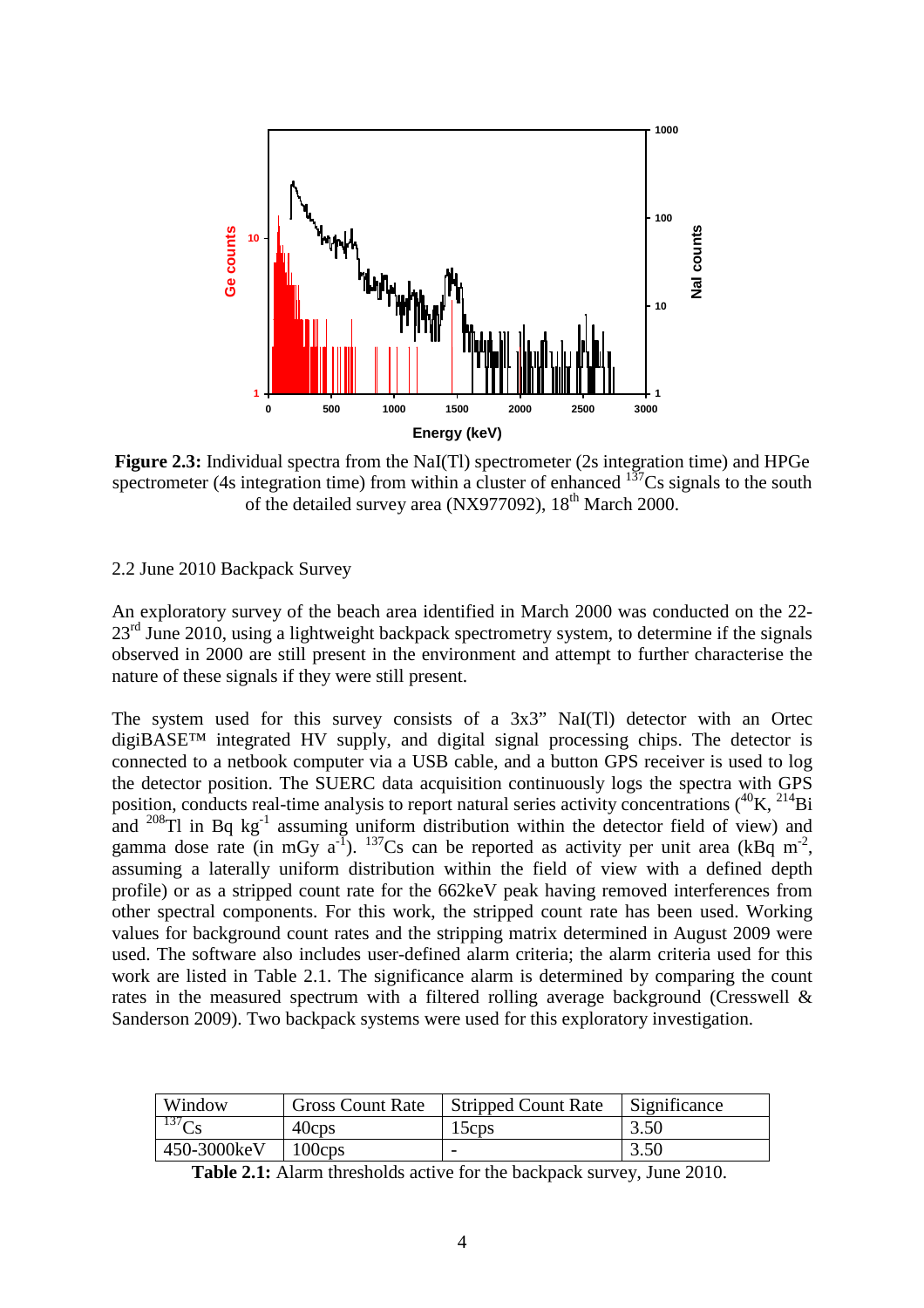**Figure 2.3:** Individual spectra from the NaI(Tl) spectrometer (2s integration time) and HPGe spectrometer (4s integration time) from within a cluster of enhanced $^{137}$Cs signals to the south of the detailed survey area (NX977092), 18$^{th}$ March 2000.

## 2.2 June 2010 Backpack Survey

An exploratory survey of the beach area identified in March 2000 was conducted on the 22-23$^{rd}$ June 2010, using a lightweight backpack spectrometry system, to determine if the signals observed in 2000 are still present in the environment and attempt to further characterise the nature of these signals if they were still present.

The system used for this survey consists of a 3x3" NaI(Tl) detector with an Ortec digiBASE™ integrated HV supply, and digital signal processing chips. The detector is connected to a netbook computer via a USB cable, and a button GPS receiver is used to log the detector position. The SUERC data acquisition continuously logs the spectra with GPS position, conducts real-time analysis to report natural series activity concentrations ($^{40}$K, $^{214}$Bi and $^{208}$Tl in Bq kg$^{-1}$ assuming uniform distribution within the detector field of view) and gamma dose rate (in mGy a$^{-1}$). $^{137}$Cs can be reported as activity per unit area (kBq m$^{-2}$, assuming a laterally uniform distribution within the field of view with a defined depth profile) or as a stripped count rate for the 662keV peak having removed interferences from other spectral components. For this work, the stripped count rate has been used. Working values for background count rates and the stripping matrix determined in August 2009 were used. The software also includes user-defined alarm criteria; the alarm criteria used for this work are listed in Table 2.1. The significance alarm is determined by comparing the count rates in the measured spectrum with a filtered rolling average background (Cresswell & Sanderson 2009). Two backpack systems were used for this exploratory investigation.

| Window | Gross Count Rate | Stripped Count Rate | Significance |
|---|---|---|---|
| $^{137}$Cs | 40cps | 15cps | 3.50 |
| 450-3000keV | 100cps | - | 3.50 |

**Table 2.1:** Alarm thresholds active for the backpack survey, June 2010.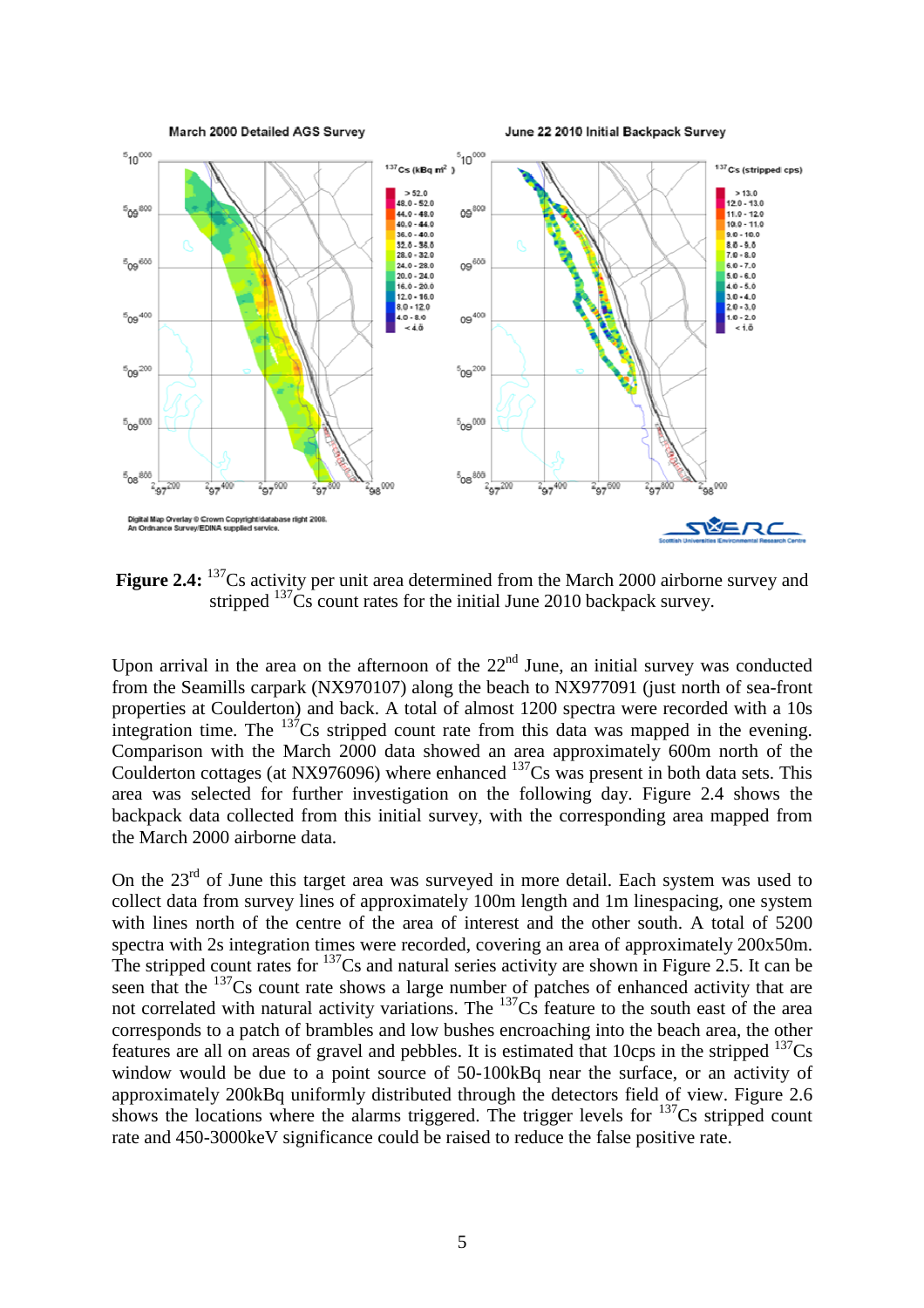**Figure 2.4:** $^{137}$Cs activity per unit area determined from the March 2000 airborne survey and stripped $^{137}$Cs count rates for the initial June 2010 backpack survey.

Upon arrival in the area on the afternoon of the 22nd June, an initial survey was conducted from the Seamills carpark (NX970107) along the beach to NX977091 (just north of sea-front properties at Coulderton) and back. A total of almost 1200 spectra were recorded with a 10s integration time. The $^{137}$Cs stripped count rate from this data was mapped in the evening. Comparison with the March 2000 data showed an area approximately 600m north of the Coulderton cottages (at NX976096) where enhanced $^{137}$Cs was present in both data sets. This area was selected for further investigation on the following day. Figure 2.4 shows the backpack data collected from this initial survey, with the corresponding area mapped from the March 2000 airborne data.

On the 23rd of June this target area was surveyed in more detail. Each system was used to collect data from survey lines of approximately 100m length and 1m linespacing, one system with lines north of the centre of the area of interest and the other south. A total of 5200 spectra with 2s integration times were recorded, covering an area of approximately 200x50m. The stripped count rates for $^{137}$Cs and natural series activity are shown in Figure 2.5. It can be seen that the $^{137}$Cs count rate shows a large number of patches of enhanced activity that are not correlated with natural activity variations. The $^{137}$Cs feature to the south east of the area corresponds to a patch of brambles and low bushes encroaching into the beach area, the other features are all on areas of gravel and pebbles. It is estimated that 10cps in the stripped $^{137}$Cs window would be due to a point source of 50-100kBq near the surface, or an activity of approximately 200kBq uniformly distributed through the detectors field of view. Figure 2.6 shows the locations where the alarms triggered. The trigger levels for $^{137}$Cs stripped count rate and 450-3000keV significance could be raised to reduce the false positive rate.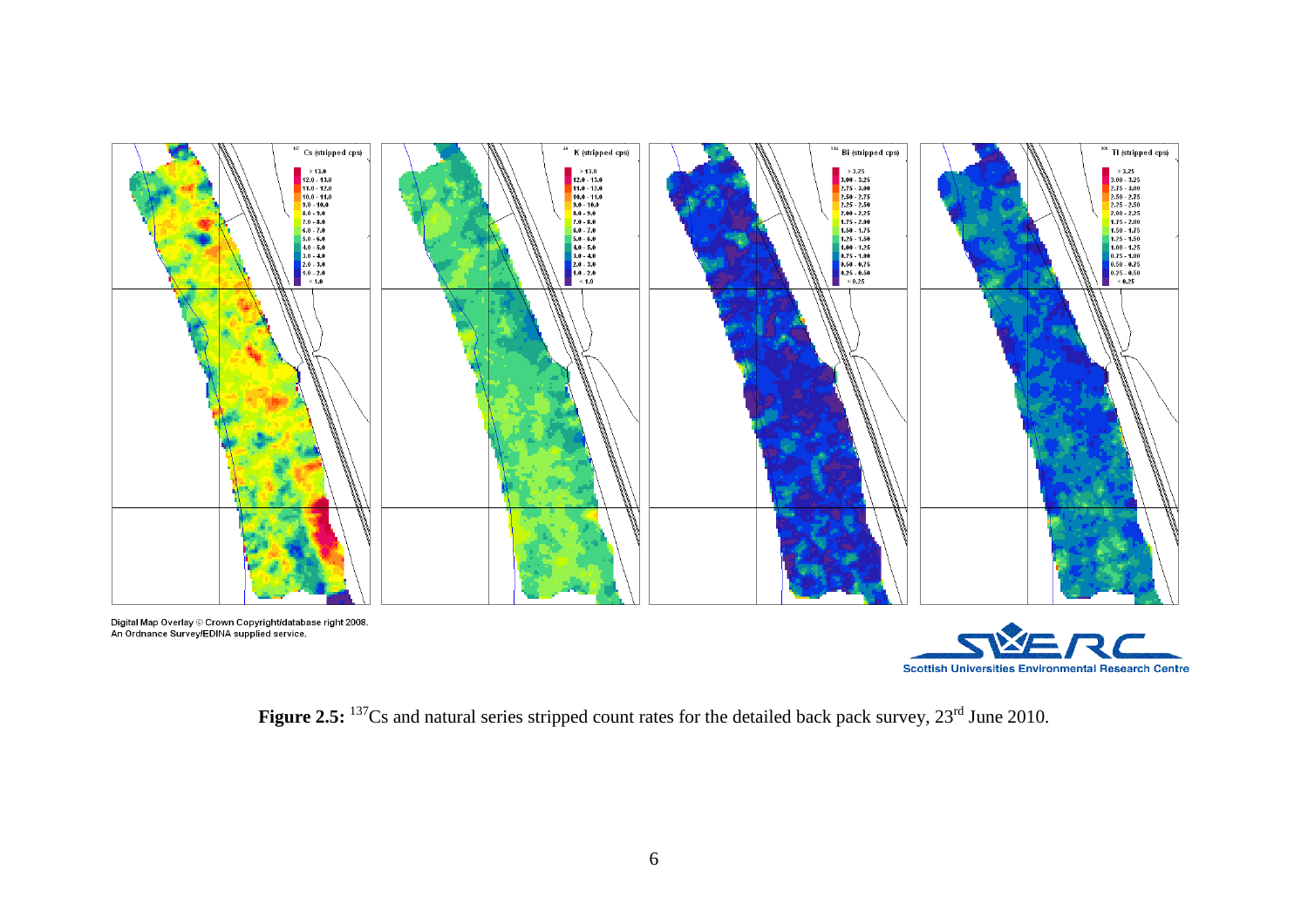Digital Map Overlay © Crown Copyright/database right 2008.
An Ordnance Survey/EDINA supplied service.

**Figure 2.5:** $^{137}$Cs and natural series stripped count rates for the detailed back pack survey, 23rd June 2010.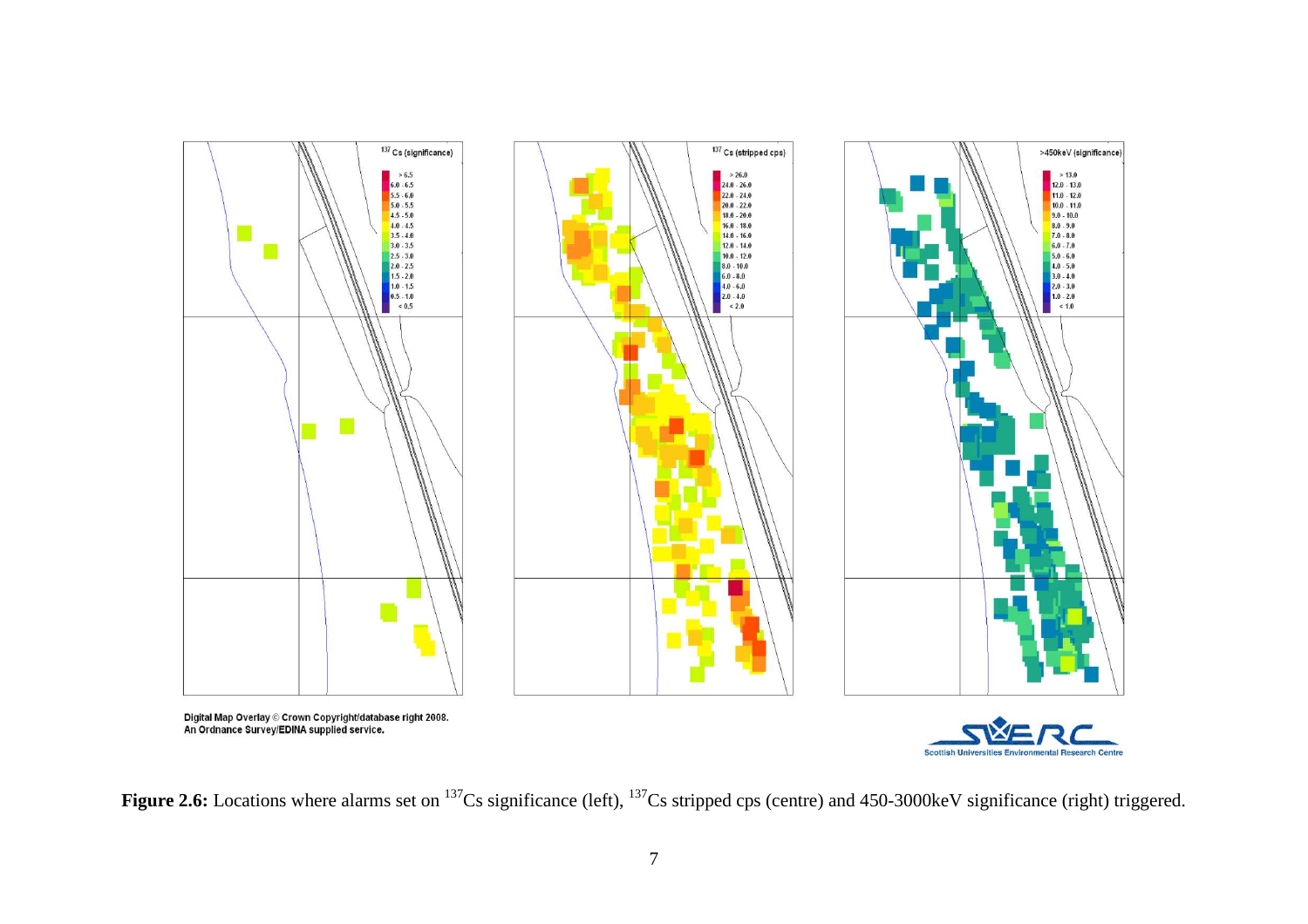Digital Map Overlay © Crown Copyright/database right 2008.
An Ordnance Survey/EDINA supplied service.

**Figure 2.6:** Locations where alarms set on $^{137}$Cs significance (left), $^{137}$Cs stripped cps (centre) and 450-3000keV significance (right) triggered.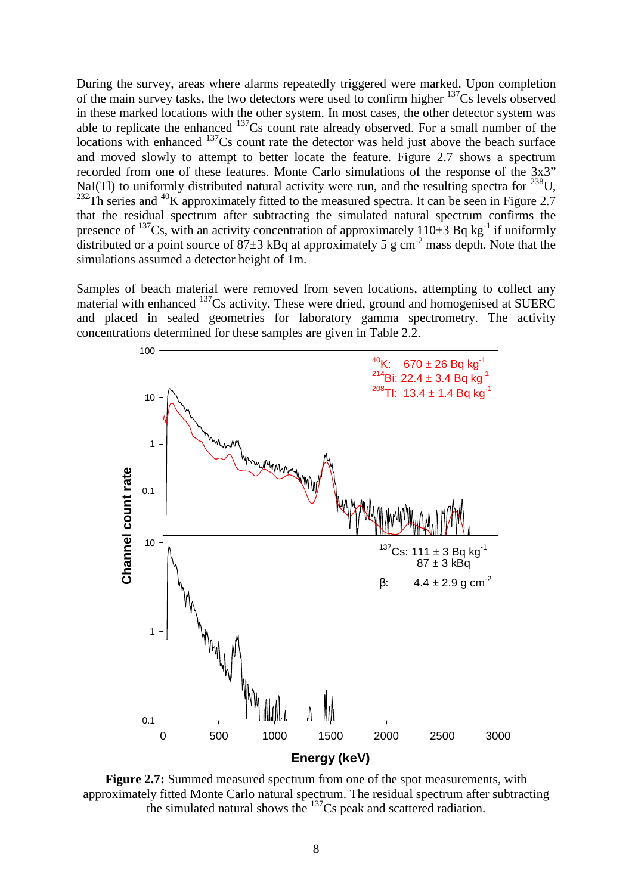During the survey, areas where alarms repeatedly triggered were marked. Upon completion of the main survey tasks, the two detectors were used to confirm higher $^{137}$Cs levels observed in these marked locations with the other system. In most cases, the other detector system was able to replicate the enhanced $^{137}$Cs count rate already observed. For a small number of the locations with enhanced $^{137}$Cs count rate the detector was held just above the beach surface and moved slowly to attempt to better locate the feature. Figure 2.7 shows a spectrum recorded from one of these features. Monte Carlo simulations of the response of the 3x3" NaI(Tl) to uniformly distributed natural activity were run, and the resulting spectra for $^{238}$U, $^{232}$Th series and $^{40}$K approximately fitted to the measured spectra. It can be seen in Figure 2.7 that the residual spectrum after subtracting the simulated natural spectrum confirms the presence of $^{137}$Cs, with an activity concentration of approximately 110±3 Bq kg$^{-1}$ if uniformly distributed or a point source of 87±3 kBq at approximately 5 g cm$^{-2}$ mass depth. Note that the simulations assumed a detector height of 1m.

Samples of beach material were removed from seven locations, attempting to collect any material with enhanced $^{137}$Cs activity. These were dried, ground and homogenised at SUERC and placed in sealed geometries for laboratory gamma spectrometry. The activity concentrations determined for these samples are given in Table 2.2.

**Figure 2.7:** Summed measured spectrum from one of the spot measurements, with approximately fitted Monte Carlo natural spectrum. The residual spectrum after subtracting the simulated natural shows the $^{137}$Cs peak and scattered radiation.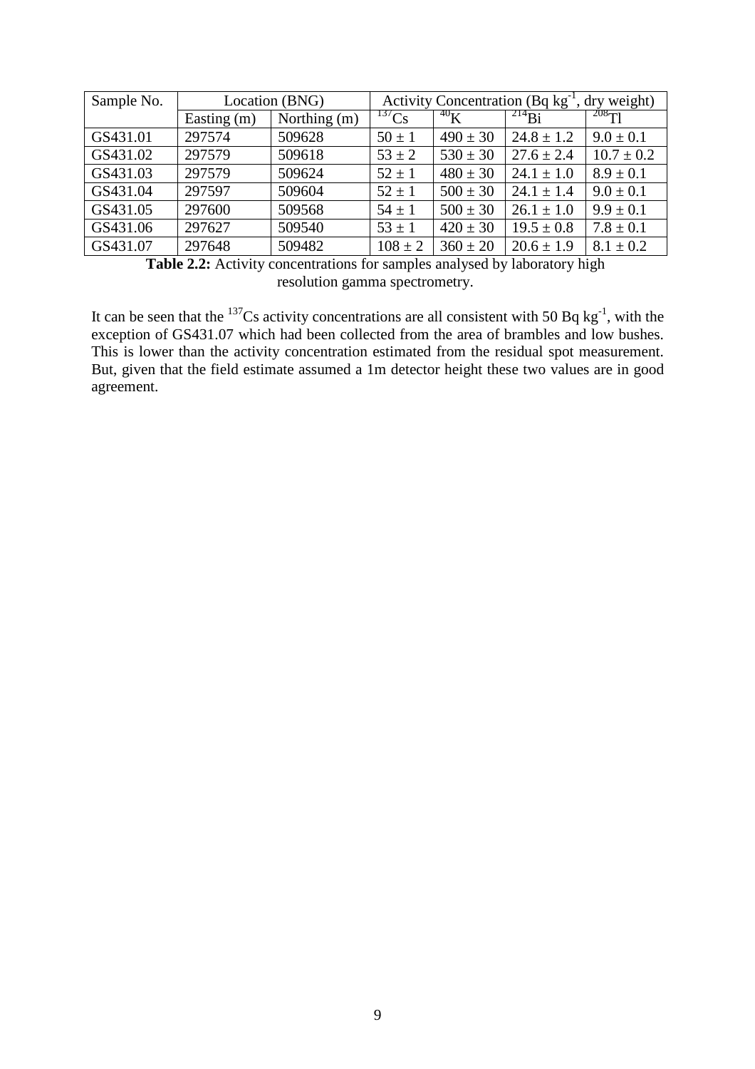| Sample No. | Location (BNG) | | Activity Concentration (Bq kg$^{-1}$, dry weight) | | | |
|---|---|---|---|---|---|---|
| | Easting (m) | Northing (m) | $^{137}$Cs | $^{40}$K | $^{214}$Bi | $^{208}$Tl |
| GS431.01 | 297574 | 509628 | 50 ± 1 | 490 ± 30 | 24.8 ± 1.2 | 9.0 ± 0.1 |
| GS431.02 | 297579 | 509618 | 53 ± 2 | 530 ± 30 | 27.6 ± 2.4 | 10.7 ± 0.2 |
| GS431.03 | 297579 | 509624 | 52 ± 1 | 480 ± 30 | 24.1 ± 1.0 | 8.9 ± 0.1 |
| GS431.04 | 297597 | 509604 | 52 ± 1 | 500 ± 30 | 24.1 ± 1.4 | 9.0 ± 0.1 |
| GS431.05 | 297600 | 509568 | 54 ± 1 | 500 ± 30 | 26.1 ± 1.0 | 9.9 ± 0.1 |
| GS431.06 | 297627 | 509540 | 53 ± 1 | 420 ± 30 | 19.5 ± 0.8 | 7.8 ± 0.1 |
| GS431.07 | 297648 | 509482 | 108 ± 2 | 360 ± 20 | 20.6 ± 1.9 | 8.1 ± 0.2 |

**Table 2.2:** Activity concentrations for samples analysed by laboratory high resolution gamma spectrometry.

It can be seen that the $^{137}$Cs activity concentrations are all consistent with 50 Bq kg$^{-1}$, with the exception of GS431.07 which had been collected from the area of brambles and low bushes. This is lower than the activity concentration estimated from the residual spot measurement. But, given that the field estimate assumed a 1m detector height these two values are in good agreement.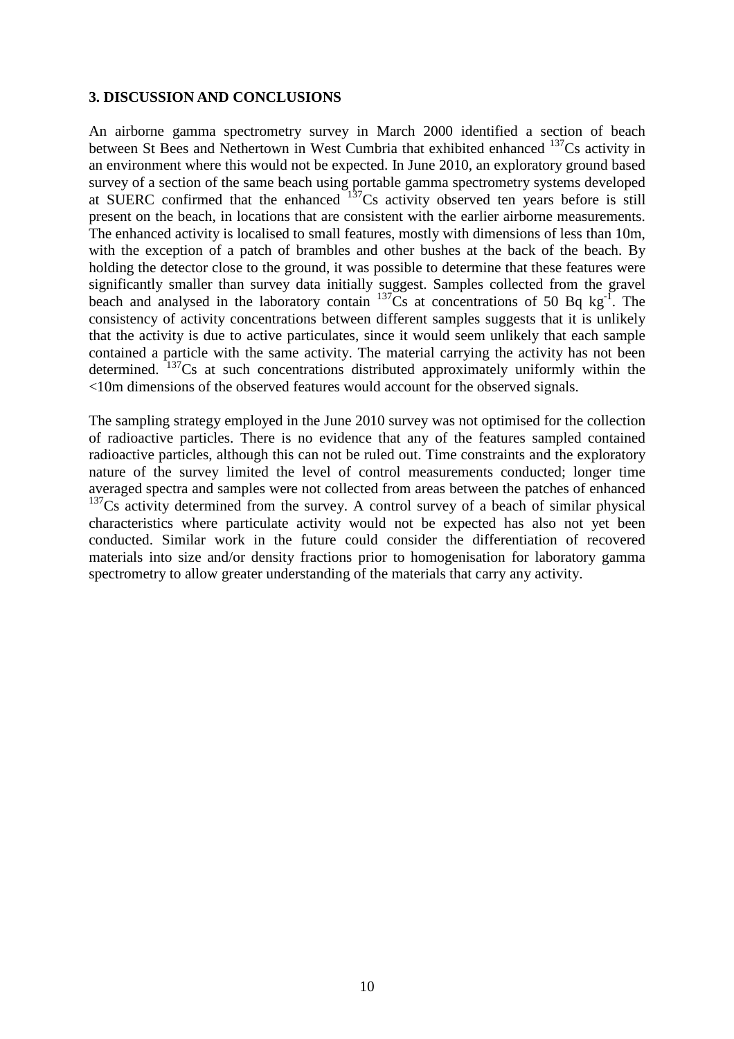## 3. DISCUSSION AND CONCLUSIONS

An airborne gamma spectrometry survey in March 2000 identified a section of beach between St Bees and Nethertown in West Cumbria that exhibited enhanced $^{137}Cs$ activity in an environment where this would not be expected. In June 2010, an exploratory ground based survey of a section of the same beach using portable gamma spectrometry systems developed at SUERC confirmed that the enhanced $^{137}Cs$ activity observed ten years before is still present on the beach, in locations that are consistent with the earlier airborne measurements. The enhanced activity is localised to small features, mostly with dimensions of less than 10m, with the exception of a patch of brambles and other bushes at the back of the beach. By holding the detector close to the ground, it was possible to determine that these features were significantly smaller than survey data initially suggest. Samples collected from the gravel beach and analysed in the laboratory contain $^{137}Cs$ at concentrations of 50 Bq $kg^{-1}$. The consistency of activity concentrations between different samples suggests that it is unlikely that the activity is due to active particulates, since it would seem unlikely that each sample contained a particle with the same activity. The material carrying the activity has not been determined. $^{137}Cs$ at such concentrations distributed approximately uniformly within the <10m dimensions of the observed features would account for the observed signals.

The sampling strategy employed in the June 2010 survey was not optimised for the collection of radioactive particles. There is no evidence that any of the features sampled contained radioactive particles, although this can not be ruled out. Time constraints and the exploratory nature of the survey limited the level of control measurements conducted; longer time averaged spectra and samples were not collected from areas between the patches of enhanced $^{137}Cs$ activity determined from the survey. A control survey of a beach of similar physical characteristics where particulate activity would not be expected has also not yet been conducted. Similar work in the future could consider the differentiation of recovered materials into size and/or density fractions prior to homogenisation for laboratory gamma spectrometry to allow greater understanding of the materials that carry any activity.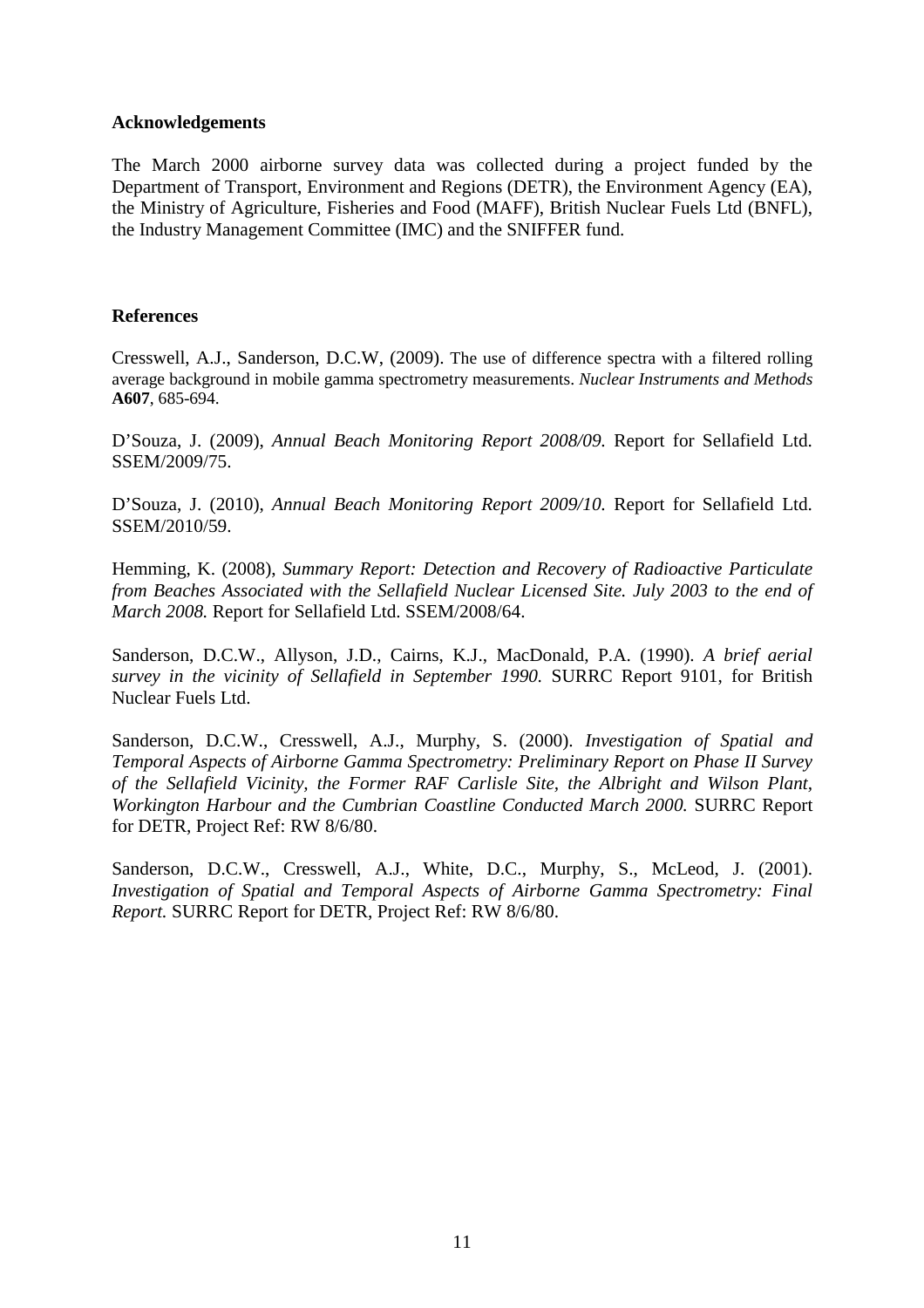**Acknowledgements**

The March 2000 airborne survey data was collected during a project funded by the Department of Transport, Environment and Regions (DETR), the Environment Agency (EA), the Ministry of Agriculture, Fisheries and Food (MAFF), British Nuclear Fuels Ltd (BNFL), the Industry Management Committee (IMC) and the SNIFFER fund.

**References**

Cresswell, A.J., Sanderson, D.C.W, (2009). The use of difference spectra with a filtered rolling average background in mobile gamma spectrometry measurements. *Nuclear Instruments and Methods* **A607**, 685-694.

D'Souza, J. (2009), *Annual Beach Monitoring Report 2008/09.* Report for Sellafield Ltd. SSEM/2009/75.

D'Souza, J. (2010), *Annual Beach Monitoring Report 2009/10.* Report for Sellafield Ltd. SSEM/2010/59.

Hemming, K. (2008), *Summary Report: Detection and Recovery of Radioactive Particulate from Beaches Associated with the Sellafield Nuclear Licensed Site. July 2003 to the end of March 2008.* Report for Sellafield Ltd. SSEM/2008/64.

Sanderson, D.C.W., Allyson, J.D., Cairns, K.J., MacDonald, P.A. (1990). *A brief aerial survey in the vicinity of Sellafield in September 1990.* SURRC Report 9101, for British Nuclear Fuels Ltd.

Sanderson, D.C.W., Cresswell, A.J., Murphy, S. (2000). *Investigation of Spatial and Temporal Aspects of Airborne Gamma Spectrometry: Preliminary Report on Phase II Survey of the Sellafield Vicinity, the Former RAF Carlisle Site, the Albright and Wilson Plant, Workington Harbour and the Cumbrian Coastline Conducted March 2000.* SURRC Report for DETR, Project Ref: RW 8/6/80.

Sanderson, D.C.W., Cresswell, A.J., White, D.C., Murphy, S., McLeod, J. (2001). *Investigation of Spatial and Temporal Aspects of Airborne Gamma Spectrometry: Final Report.* SURRC Report for DETR, Project Ref: RW 8/6/80.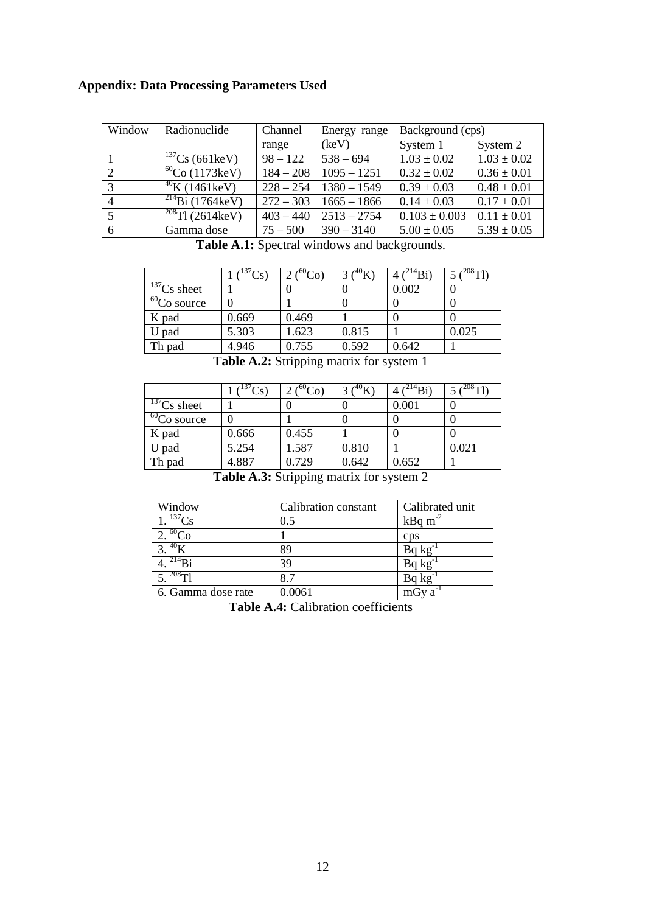**Appendix: Data Processing Parameters Used**

| Window | Radionuclide | Channel range | Energy range (keV) | Background (cps) | |
|---|---|---|---|---|---|
| | | | | System 1 | System 2 |
| 1 | $^{137}Cs$ (661keV) | 98 – 122 | 538 – 694 | 1.03 ± 0.02 | 1.03 ± 0.02 |
| 2 | $^{60}Co$ (1173keV) | 184 – 208 | 1095 – 1251 | 0.32 ± 0.02 | 0.36 ± 0.01 |
| 3 | $^{40}K$ (1461keV) | 228 – 254 | 1380 – 1549 | 0.39 ± 0.03 | 0.48 ± 0.01 |
| 4 | $^{214}Bi$ (1764keV) | 272 – 303 | 1665 – 1866 | 0.14 ± 0.03 | 0.17 ± 0.01 |
| 5 | $^{208}Tl$ (2614keV) | 403 – 440 | 2513 – 2754 | 0.103 ± 0.003 | 0.11 ± 0.01 |
| 6 | Gamma dose | 75 – 500 | 390 – 3140 | 5.00 ± 0.05 | 5.39 ± 0.05 |

**Table A.1:** Spectral windows and backgrounds.

| | 1 ($^{137}Cs$) | 2 ($^{60}Co$) | 3 ($^{40}K$) | 4 ($^{214}Bi$) | 5 ($^{208}Tl$) |
|---|---|---|---|---|---|
| $^{137}Cs$ sheet | 1 | 0 | 0 | 0.002 | 0 |
| $^{60}Co$ source | 0 | 1 | 0 | 0 | 0 |
| K pad | 0.669 | 0.469 | 1 | 0 | 0 |
| U pad | 5.303 | 1.623 | 0.815 | 1 | 0.025 |
| Th pad | 4.946 | 0.755 | 0.592 | 0.642 | 1 |

**Table A.2:** Stripping matrix for system 1

| | 1 ($^{137}Cs$) | 2 ($^{60}Co$) | 3 ($^{40}K$) | 4 ($^{214}Bi$) | 5 ($^{208}Tl$) |
|---|---|---|---|---|---|
| $^{137}Cs$ sheet | 1 | 0 | 0 | 0.001 | 0 |
| $^{60}Co$ source | 0 | 1 | 0 | 0 | 0 |
| K pad | 0.666 | 0.455 | 1 | 0 | 0 |
| U pad | 5.254 | 1.587 | 0.810 | 1 | 0.021 |
| Th pad | 4.887 | 0.729 | 0.642 | 0.652 | 1 |

**Table A.3:** Stripping matrix for system 2

| Window | Calibration constant | Calibrated unit |
|---|---|---|
| 1. $^{137}Cs$ | 0.5 | kBq $m^{-2}$ |
| 2. $^{60}Co$ | 1 | cps |
| 3. $^{40}K$ | 89 | Bq $kg^{-1}$ |
| 4. $^{214}Bi$ | 39 | Bq $kg^{-1}$ |
| 5. $^{208}Tl$ | 8.7 | Bq $kg^{-1}$ |
| 6. Gamma dose rate | 0.0061 | mGy $a^{-1}$ |

**Table A.4:** Calibration coefficients